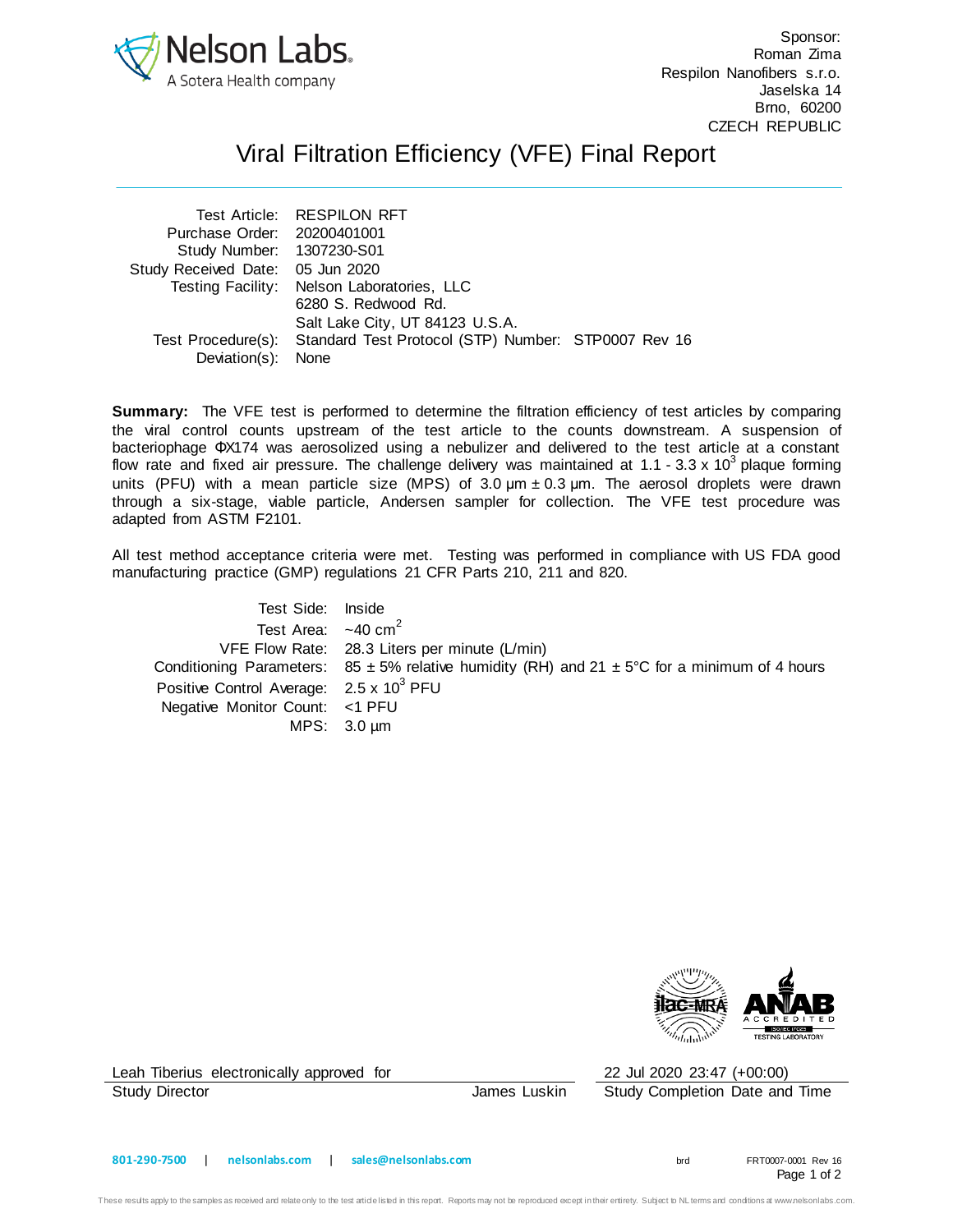Nelson Labs
A Sotera Health company

Sponsor:
Roman Zima
Respilon Nanofibers s.r.o.
Jaselska 14
Brno, 60200
CZECH REPUBLIC

# Viral Filtration Efficiency (VFE) Final Report

| | |
|---|---|
| Test Article: | RESPILON RFT |
| Purchase Order: | 20200401001 |
| Study Number: | 1307230-S01 |
| Study Received Date: | 05 Jun 2020 |
| Testing Facility: | Nelson Laboratories, LLC<br>6280 S. Redwood Rd.<br>Salt Lake City, UT 84123 U.S.A. |
| Test Procedure(s): | Standard Test Protocol (STP) Number: STP0007 Rev 16 |
| Deviation(s): | None |

**Summary:** The VFE test is performed to determine the filtration efficiency of test articles by comparing the viral control counts upstream of the test article to the counts downstream. A suspension of bacteriophage ΦX174 was aerosolized using a nebulizer and delivered to the test article at a constant flow rate and fixed air pressure. The challenge delivery was maintained at $1.1 - 3.3 \times 10^3$ plaque forming units (PFU) with a mean particle size (MPS) of 3.0 µm ± 0.3 µm. The aerosol droplets were drawn through a six-stage, viable particle, Andersen sampler for collection. The VFE test procedure was adapted from ASTM F2101.

All test method acceptance criteria were met. Testing was performed in compliance with US FDA good manufacturing practice (GMP) regulations 21 CFR Parts 210, 211 and 820.

| | |
|---|---|
| Test Side: | Inside |
| Test Area: | ~40 $cm^2$ |
| VFE Flow Rate: | 28.3 Liters per minute (L/min) |
| Conditioning Parameters: | 85 ± 5% relative humidity (RH) and 21 ± 5°C for a minimum of 4 hours |
| Positive Control Average: | $2.5 \times 10^3$ PFU |
| Negative Monitor Count: | <1 PFU |
| MPS: | 3.0 µm |

Leah Tiberius electronically approved for
Study Director James Luskin

22 Jul 2020 23:47 (+00:00)
Study Completion Date and Time

801-290-7500 | nelsonlabs.com | sales@nelsonlabs.com

brd FRT0007-0001 Rev 16

These results apply to the samples as received and relate only to the test article listed in this report. Reports may not be reproduced except in their entirety. Subject to NL terms and conditions at www.nelsonlabs.com.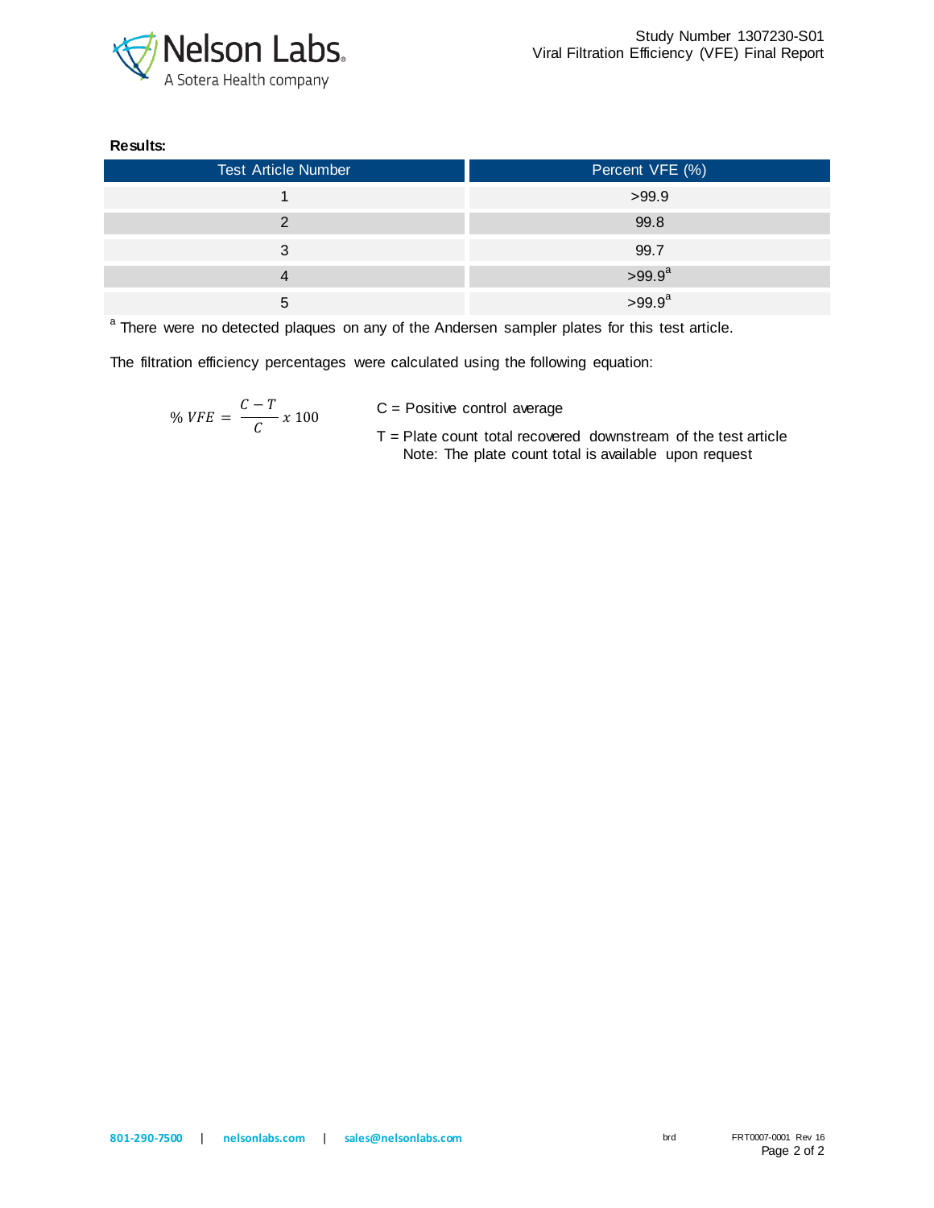**Results:**

| Test Article Number | Percent VFE (%) |
|---|---|
| 1 | >99.9 |
| 2 | 99.8 |
| 3 | 99.7 |
| 4 | >99.9[a] |
| 5 | >99.9[a] |

[a] There were no detected plaques on any of the Andersen sampler plates for this test article.

The filtration efficiency percentages were calculated using the following equation:

$$\% \, VFE = \frac{C - T}{C} x \, 100$$

C = Positive control average

T = Plate count total recovered downstream of the test article
Note: The plate count total is available upon request